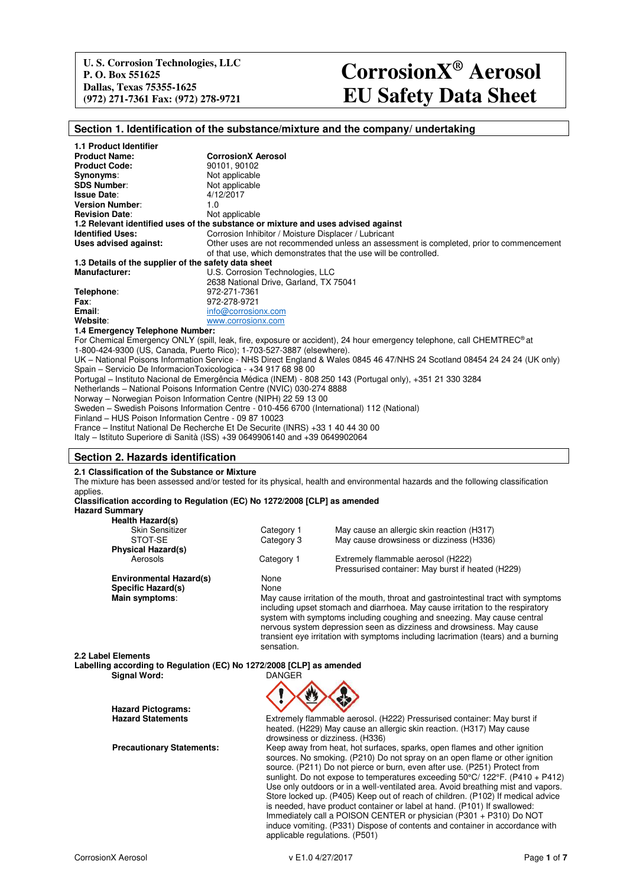**U. S. Corrosion Technologies, LLC**
**P. O. Box 551625**
**Dallas, Texas 75355-1625**
**(972) 271-7361 Fax: (972) 278-9721**

# CorrosionX® Aerosol EU Safety Data Sheet

## Section 1. Identification of the substance/mixture and the company/ undertaking

**1.1 Product Identifier**

| | |
|---|---|
| **Product Name:** | **CorrosionX Aerosol** |
| **Product Code:** | 90101, 90102 |
| **Synonyms**: | Not applicable |
| **SDS Number**: | Not applicable |
| **Issue Date**: | 4/12/2017 |
| **Version Number**: | 1.0 |
| **Revision Date**: | Not applicable |

**1.2 Relevant identified uses of the substance or mixture and uses advised against**

| | |
|---|---|
| **Identified Uses:** | Corrosion Inhibitor / Moisture Displacer / Lubricant |
| **Uses advised against:** | Other uses are not recommended unless an assessment is completed, prior to commencement of that use, which demonstrates that the use will be controlled. |

**1.3 Details of the supplier of the safety data sheet**

| | |
|---|---|
| **Manufacturer:** | U.S. Corrosion Technologies, LLC<br>2638 National Drive, Garland, TX 75041 |
| **Telephone**: | 972-271-7361 |
| **Fax**: | 972-278-9721 |
| **Email**: | info@corrosionx.com |
| **Website**: | www.corrosionx.com |

**1.4 Emergency Telephone Number:**

For Chemical Emergency ONLY (spill, leak, fire, exposure or accident), 24 hour emergency telephone, call CHEMTREC® at 1-800-424-9300 (US, Canada, Puerto Rico); 1-703-527-3887 (elsewhere).
UK – National Poisons Information Service - NHS Direct England & Wales 0845 46 47/NHS 24 Scotland 08454 24 24 24 (UK only)
Spain – Servicio De InformacionToxicologica - +34 917 68 98 00
Portugal – Instituto Nacional de Emergência Médica (INEM) - 808 250 143 (Portugal only), +351 21 330 3284
Netherlands – National Poisons Information Centre (NVIC) 030-274 8888
Norway – Norwegian Poison Information Centre (NIPH) 22 59 13 00
Sweden – Swedish Poisons Information Centre - 010-456 6700 (International) 112 (National)
Finland – HUS Poison Information Centre - 09 87 10023
France – Institut National De Recherche Et De Securite (INRS) +33 1 40 44 30 00
Italy – Istituto Superiore di Sanità (ISS) +39 0649906140 and +39 0649902064

## Section 2. Hazards identification

**2.1 Classification of the Substance or Mixture**

The mixture has been assessed and/or tested for its physical, health and environmental hazards and the following classification applies.

**Classification according to Regulation (EC) No 1272/2008 [CLP] as amended**

**Hazard Summary**

| | | |
|---|---|---|
| **Health Hazard(s)** | | |
| Skin Sensitizer | Category 1 | May cause an allergic skin reaction (H317) |
| STOT-SE | Category 3 | May cause drowsiness or dizziness (H336) |
| **Physical Hazard(s)** | | |
| Aerosols | Category 1 | Extremely flammable aerosol (H222)<br>Pressurised container: May burst if heated (H229) |
| **Environmental Hazard(s)** | None | |
| **Specific Hazard(s)** | None | |
| **Main symptoms**: | May cause irritation of the mouth, throat and gastrointestinal tract with symptoms including upset stomach and diarrhoea. May cause irritation to the respiratory system with symptoms including coughing and sneezing. May cause central nervous system depression seen as dizziness and drowsiness. May cause transient eye irritation with symptoms including lacrimation (tears) and a burning sensation. | |

**2.2 Label Elements**

**Labelling according to Regulation (EC) No 1272/2008 [CLP] as amended**

| | |
|---|---|
| **Signal Word:** | DANGER |
| **Hazard Pictograms:** | |
| **Hazard Statements** | Extremely flammable aerosol. (H222) Pressurised container: May burst if heated. (H229) May cause an allergic skin reaction. (H317) May cause drowsiness or dizziness. (H336) |
| **Precautionary Statements:** | Keep away from heat, hot surfaces, sparks, open flames and other ignition sources. No smoking. (P210) Do not spray on an open flame or other ignition source. (P211) Do not pierce or burn, even after use. (P251) Protect from sunlight. Do not expose to temperatures exceeding 50°C/ 122°F. (P410 + P412) Use only outdoors or in a well-ventilated area. Avoid breathing mist and vapors. Store locked up. (P405) Keep out of reach of children. (P102) If medical advice is needed, have product container or label at hand. (P101) If swallowed: Immediately call a POISON CENTER or physician (P301 + P310) Do NOT induce vomiting. (P331) Dispose of contents and container in accordance with applicable regulations. (P501) |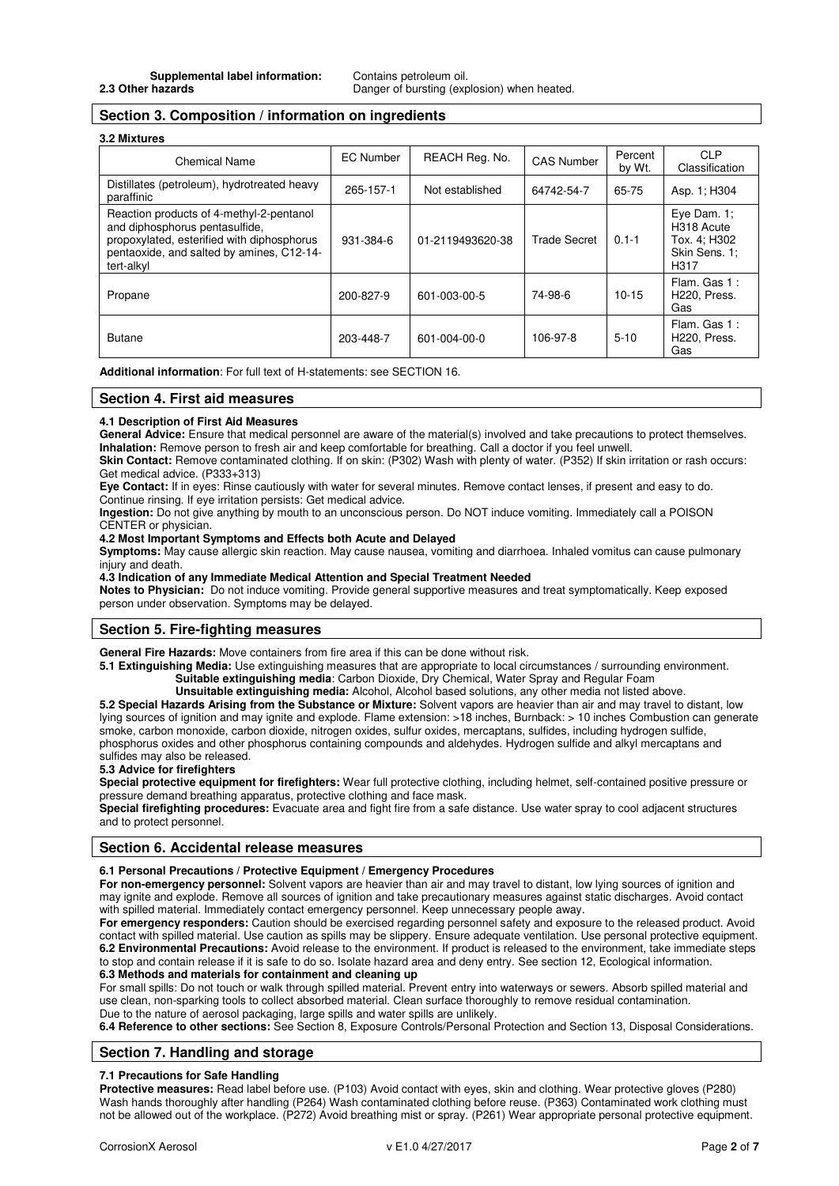**Supplemental label information:** Contains petroleum oil.

**2.3 Other hazards** Danger of bursting (explosion) when heated.

## Section 3. Composition / information on ingredients

**3.2 Mixtures**

| Chemical Name | EC Number | REACH Reg. No. | CAS Number | Percent by Wt. | CLP Classification |
|---|---|---|---|---|---|
| Distillates (petroleum), hydrotreated heavy paraffinic | 265-157-1 | Not established | 64742-54-7 | 65-75 | Asp. 1; H304 |
| Reaction products of 4-methyl-2-pentanol and diphosphorus pentasulfide, propoxylated, esterified with diphosphorus pentaoxide, and salted by amines, C12-14-tert-alkyl | 931-384-6 | 01-2119493620-38 | Trade Secret | 0.1-1 | Eye Dam. 1; H318 Acute Tox. 4; H302 Skin Sens. 1; H317 |
| Propane | 200-827-9 | 601-003-00-5 | 74-98-6 | 10-15 | Flam. Gas 1 : H220, Press. Gas |
| Butane | 203-448-7 | 601-004-00-0 | 106-97-8 | 5-10 | Flam. Gas 1 : H220, Press. Gas |

**Additional information**: For full text of H-statements: see SECTION 16.

## Section 4. First aid measures

**4.1 Description of First Aid Measures**

**General Advice:** Ensure that medical personnel are aware of the material(s) involved and take precautions to protect themselves.
**Inhalation:** Remove person to fresh air and keep comfortable for breathing. Call a doctor if you feel unwell.
**Skin Contact:** Remove contaminated clothing. If on skin: (P302) Wash with plenty of water. (P352) If skin irritation or rash occurs: Get medical advice. (P333+313)
**Eye Contact:** If in eyes: Rinse cautiously with water for several minutes. Remove contact lenses, if present and easy to do. Continue rinsing. If eye irritation persists: Get medical advice.
**Ingestion:** Do not give anything by mouth to an unconscious person. Do NOT induce vomiting. Immediately call a POISON CENTER or physician.

**4.2 Most Important Symptoms and Effects both Acute and Delayed**

**Symptoms:** May cause allergic skin reaction. May cause nausea, vomiting and diarrhoea. Inhaled vomitus can cause pulmonary injury and death.

**4.3 Indication of any Immediate Medical Attention and Special Treatment Needed**

**Notes to Physician:** Do not induce vomiting. Provide general supportive measures and treat symptomatically. Keep exposed person under observation. Symptoms may be delayed.

## Section 5. Fire-fighting measures

**General Fire Hazards:** Move containers from fire area if this can be done without risk.

**5.1 Extinguishing Media:** Use extinguishing measures that are appropriate to local circumstances / surrounding environment.
**Suitable extinguishing media**: Carbon Dioxide, Dry Chemical, Water Spray and Regular Foam
**Unsuitable extinguishing media:** Alcohol, Alcohol based solutions, any other media not listed above.

**5.2 Special Hazards Arising from the Substance or Mixture:** Solvent vapors are heavier than air and may travel to distant, low lying sources of ignition and may ignite and explode. Flame extension: >18 inches, Burnback: > 10 inches Combustion can generate smoke, carbon monoxide, carbon dioxide, nitrogen oxides, sulfur oxides, mercaptans, sulfides, including hydrogen sulfide, phosphorus oxides and other phosphorus containing compounds and aldehydes. Hydrogen sulfide and alkyl mercaptans and sulfides may also be released.

**5.3 Advice for firefighters**

**Special protective equipment for firefighters:** Wear full protective clothing, including helmet, self-contained positive pressure or pressure demand breathing apparatus, protective clothing and face mask.
**Special firefighting procedures:** Evacuate area and fight fire from a safe distance. Use water spray to cool adjacent structures and to protect personnel.

## Section 6. Accidental release measures

**6.1 Personal Precautions / Protective Equipment / Emergency Procedures**

**For non-emergency personnel:** Solvent vapors are heavier than air and may travel to distant, low lying sources of ignition and may ignite and explode. Remove all sources of ignition and take precautionary measures against static discharges. Avoid contact with spilled material. Immediately contact emergency personnel. Keep unnecessary people away.
**For emergency responders:** Caution should be exercised regarding personnel safety and exposure to the released product. Avoid contact with spilled material. Use caution as spills may be slippery. Ensure adequate ventilation. Use personal protective equipment.

**6.2 Environmental Precautions:** Avoid release to the environment. If product is released to the environment, take immediate steps to stop and contain release if it is safe to do so. Isolate hazard area and deny entry. See section 12, Ecological information.

**6.3 Methods and materials for containment and cleaning up**

For small spills: Do not touch or walk through spilled material. Prevent entry into waterways or sewers. Absorb spilled material and use clean, non-sparking tools to collect absorbed material. Clean surface thoroughly to remove residual contamination.
Due to the nature of aerosol packaging, large spills and water spills are unlikely.

**6.4 Reference to other sections:** See Section 8, Exposure Controls/Personal Protection and Section 13, Disposal Considerations.

## Section 7. Handling and storage

**7.1 Precautions for Safe Handling**

**Protective measures:** Read label before use. (P103) Avoid contact with eyes, skin and clothing. Wear protective gloves (P280) Wash hands thoroughly after handling (P264) Wash contaminated clothing before reuse. (P363) Contaminated work clothing must not be allowed out of the workplace. (P272) Avoid breathing mist or spray. (P261) Wear appropriate personal protective equipment.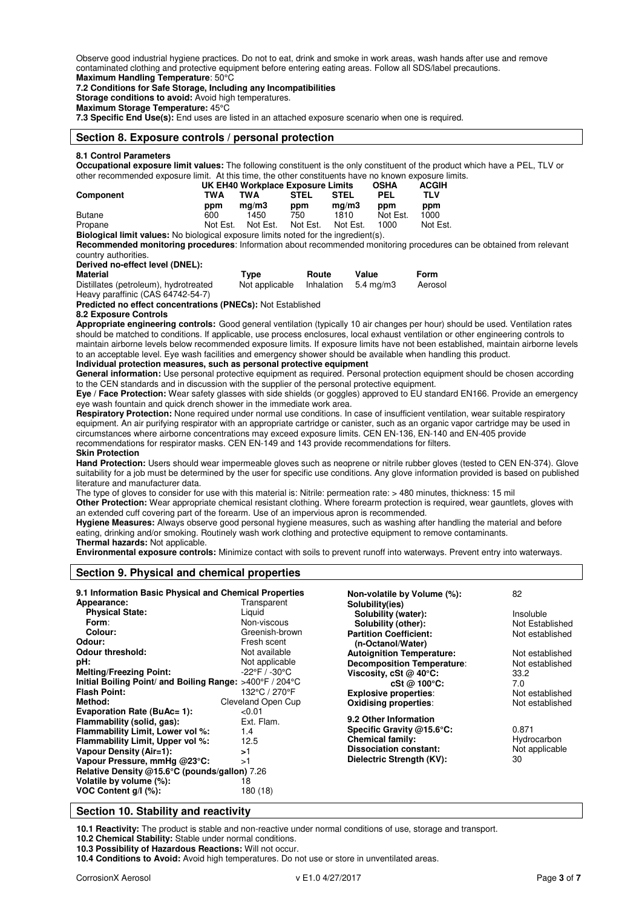Observe good industrial hygiene practices. Do not to eat, drink and smoke in work areas, wash hands after use and remove contaminated clothing and protective equipment before entering eating areas. Follow all SDS/label precautions.
**Maximum Handling Temperature**: 50°C

**7.2 Conditions for Safe Storage, Including any Incompatibilities**
**Storage conditions to avoid:** Avoid high temperatures.
**Maximum Storage Temperature:** 45°C
**7.3 Specific End Use(s):** End uses are listed in an attached exposure scenario when one is required.

## Section 8. Exposure controls / personal protection

**8.1 Control Parameters**
**Occupational exposure limit values:** The following constituent is the only constituent of the product which have a PEL, TLV or other recommended exposure limit. At this time, the other constituents have no known exposure limits.

| | UK EH40 Workplace Exposure Limits | | | | OSHA | ACGIH |
|---|---|---|---|---|---|---|
| **Component** | **TWA** | **TWA** | **STEL** | **STEL** | **PEL** | **TLV** |
| | **ppm** | **mg/m3** | **ppm** | **mg/m3** | **ppm** | **ppm** |
| Butane | 600 | 1450 | 750 | 1810 | Not Est. | 1000 |
| Propane | Not Est. | Not Est. | Not Est. | Not Est. | 1000 | Not Est. |

**Biological limit values:** No biological exposure limits noted for the ingredient(s).
**Recommended monitoring procedures**: Information about recommended monitoring procedures can be obtained from relevant country authorities.
**Derived no-effect level (DNEL):**

| Material | Type | Route | Value | Form |
|---|---|---|---|---|
| Distillates (petroleum), hydrotreated Heavy paraffinic (CAS 64742-54-7) | Not applicable | Inhalation | 5.4 mg/m3 | Aerosol |

**Predicted no effect concentrations (PNECs):** Not Established
**8.2 Exposure Controls**
**Appropriate engineering controls:** Good general ventilation (typically 10 air changes per hour) should be used. Ventilation rates should be matched to conditions. If applicable, use process enclosures, local exhaust ventilation or other engineering controls to maintain airborne levels below recommended exposure limits. If exposure limits have not been established, maintain airborne levels to an acceptable level. Eye wash facilities and emergency shower should be available when handling this product.
**Individual protection measures, such as personal protective equipment**
**General information:** Use personal protective equipment as required. Personal protection equipment should be chosen according to the CEN standards and in discussion with the supplier of the personal protective equipment.
**Eye / Face Protection:** Wear safety glasses with side shields (or goggles) approved to EU standard EN166. Provide an emergency eye wash fountain and quick drench shower in the immediate work area.
**Respiratory Protection:** None required under normal use conditions. In case of insufficient ventilation, wear suitable respiratory equipment. An air purifying respirator with an appropriate cartridge or canister, such as an organic vapor cartridge may be used in circumstances where airborne concentrations may exceed exposure limits. CEN EN-136, EN-140 and EN-405 provide recommendations for respirator masks. CEN EN-149 and 143 provide recommendations for filters.
**Skin Protection**
**Hand Protection:** Users should wear impermeable gloves such as neoprene or nitrile rubber gloves (tested to CEN EN-374). Glove suitability for a job must be determined by the user for specific use conditions. Any glove information provided is based on published literature and manufacturer data.
The type of gloves to consider for use with this material is: Nitrile: permeation rate: > 480 minutes, thickness: 15 mil
**Other Protection:** Wear appropriate chemical resistant clothing. Where forearm protection is required, wear gauntlets, gloves with an extended cuff covering part of the forearm. Use of an impervious apron is recommended.
**Hygiene Measures:** Always observe good personal hygiene measures, such as washing after handling the material and before eating, drinking and/or smoking. Routinely wash work clothing and protective equipment to remove contaminants.
**Thermal hazards:** Not applicable.
**Environmental exposure controls:** Minimize contact with soils to prevent runoff into waterways. Prevent entry into waterways.

## Section 9. Physical and chemical properties

**9.1 Information Basic Physical and Chemical Properties**

| Property | Value |
|---|---|
| **Appearance:** | Transparent |
| **Physical State:** | Liquid |
| **Form:** | Non-viscous |
| **Colour:** | Greenish-brown |
| **Odour:** | Fresh scent |
| **Odour threshold:** | Not available |
| **pH:** | Not applicable |
| **Melting/Freezing Point:** | -22°F / -30°C |
| **Initial Boiling Point/ and Boiling Range:** | >400°F / 204°C |
| **Flash Point:** | 132°C / 270°F |
| **Method:** | Cleveland Open Cup |
| **Evaporation Rate (BuAc= 1):** | <0.01 |
| **Flammability (solid, gas):** | Ext. Flam. |
| **Flammability Limit, Lower vol %:** | 1.4 |
| **Flammability Limit, Upper vol %:** | 12.5 |
| **Vapour Density (Air=1):** | >1 |
| **Vapour Pressure, mmHg @23°C:** | >1 |
| **Relative Density @15.6°C (pounds/gallon)** | 7.26 |
| **Volatile by volume (%):** | 18 |
| **VOC Content g/l (%):** | 180 (18) |
| **Non-volatile by Volume (%):** | 82 |
| **Solubility(ies)** | |
| **Solubility (water):** | Insoluble |
| **Solubility (other):** | Not Established |
| **Partition Coefficient: (n-Octanol/Water)** | Not established |
| **Autoignition Temperature:** | Not established |
| **Decomposition Temperature:** | Not established |
| **Viscosity, cSt @ 40°C:** | 33.2 |
| **cSt @ 100°C:** | 7.0 |
| **Explosive properties:** | Not established |
| **Oxidising properties:** | Not established |

**9.2 Other Information**

| Property | Value |
|---|---|
| **Specific Gravity @15.6°C:** | 0.871 |
| **Chemical family:** | Hydrocarbon |
| **Dissociation constant:** | Not applicable |
| **Dielectric Strength (KV):** | 30 |

## Section 10. Stability and reactivity

**10.1 Reactivity:** The product is stable and non-reactive under normal conditions of use, storage and transport.
**10.2 Chemical Stability:** Stable under normal conditions.
**10.3 Possibility of Hazardous Reactions:** Will not occur.
**10.4 Conditions to Avoid:** Avoid high temperatures. Do not use or store in unventilated areas.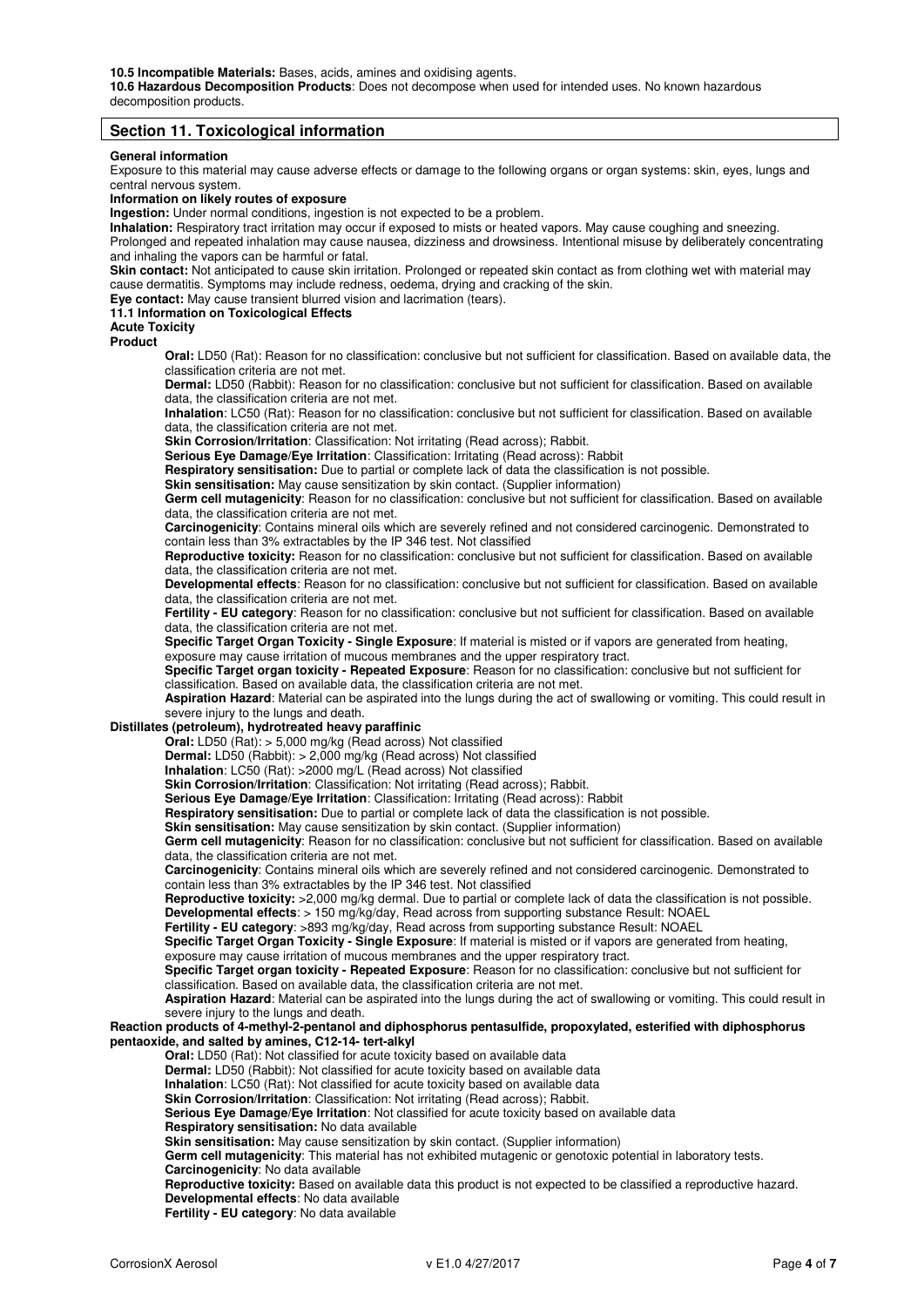**10.5 Incompatible Materials:** Bases, acids, amines and oxidising agents.

**10.6 Hazardous Decomposition Products**: Does not decompose when used for intended uses. No known hazardous decomposition products.

## Section 11. Toxicological information

**General information**

Exposure to this material may cause adverse effects or damage to the following organs or organ systems: skin, eyes, lungs and central nervous system.

**Information on likely routes of exposure**

**Ingestion:** Under normal conditions, ingestion is not expected to be a problem.

**Inhalation:** Respiratory tract irritation may occur if exposed to mists or heated vapors. May cause coughing and sneezing. Prolonged and repeated inhalation may cause nausea, dizziness and drowsiness. Intentional misuse by deliberately concentrating and inhaling the vapors can be harmful or fatal.

**Skin contact:** Not anticipated to cause skin irritation. Prolonged or repeated skin contact as from clothing wet with material may cause dermatitis. Symptoms may include redness, oedema, drying and cracking of the skin.

**Eye contact:** May cause transient blurred vision and lacrimation (tears).

**11.1 Information on Toxicological Effects**

**Acute Toxicity**

**Product**

**Oral:** LD50 (Rat): Reason for no classification: conclusive but not sufficient for classification. Based on available data, the classification criteria are not met.

**Dermal:** LD50 (Rabbit): Reason for no classification: conclusive but not sufficient for classification. Based on available data, the classification criteria are not met.

**Inhalation**: LC50 (Rat): Reason for no classification: conclusive but not sufficient for classification. Based on available data, the classification criteria are not met.

**Skin Corrosion/Irritation**: Classification: Not irritating (Read across); Rabbit.

**Serious Eye Damage/Eye Irritation**: Classification: Irritating (Read across): Rabbit

**Respiratory sensitisation:** Due to partial or complete lack of data the classification is not possible.

**Skin sensitisation:** May cause sensitization by skin contact. (Supplier information)

**Germ cell mutagenicity**: Reason for no classification: conclusive but not sufficient for classification. Based on available data, the classification criteria are not met.

**Carcinogenicity**: Contains mineral oils which are severely refined and not considered carcinogenic. Demonstrated to contain less than 3% extractables by the IP 346 test. Not classified

**Reproductive toxicity:** Reason for no classification: conclusive but not sufficient for classification. Based on available data, the classification criteria are not met.

**Developmental effects**: Reason for no classification: conclusive but not sufficient for classification. Based on available data, the classification criteria are not met.

**Fertility - EU category**: Reason for no classification: conclusive but not sufficient for classification. Based on available data, the classification criteria are not met.

**Specific Target Organ Toxicity - Single Exposure**: If material is misted or if vapors are generated from heating, exposure may cause irritation of mucous membranes and the upper respiratory tract.

**Specific Target organ toxicity - Repeated Exposure**: Reason for no classification: conclusive but not sufficient for classification. Based on available data, the classification criteria are not met.

**Aspiration Hazard**: Material can be aspirated into the lungs during the act of swallowing or vomiting. This could result in severe injury to the lungs and death.

**Distillates (petroleum), hydrotreated heavy paraffinic**

**Oral:** LD50 (Rat): > 5,000 mg/kg (Read across) Not classified

**Dermal:** LD50 (Rabbit): > 2,000 mg/kg (Read across) Not classified

**Inhalation**: LC50 (Rat): >2000 mg/L (Read across) Not classified

**Skin Corrosion/Irritation**: Classification: Not irritating (Read across); Rabbit.

**Serious Eye Damage/Eye Irritation**: Classification: Irritating (Read across): Rabbit

**Respiratory sensitisation:** Due to partial or complete lack of data the classification is not possible.

**Skin sensitisation:** May cause sensitization by skin contact. (Supplier information)

**Germ cell mutagenicity**: Reason for no classification: conclusive but not sufficient for classification. Based on available data, the classification criteria are not met.

**Carcinogenicity**: Contains mineral oils which are severely refined and not considered carcinogenic. Demonstrated to contain less than 3% extractables by the IP 346 test. Not classified

**Reproductive toxicity:** >2,000 mg/kg dermal. Due to partial or complete lack of data the classification is not possible.

**Developmental effects**: > 150 mg/kg/day, Read across from supporting substance Result: NOAEL

**Fertility - EU category**: >893 mg/kg/day, Read across from supporting substance Result: NOAEL

**Specific Target Organ Toxicity - Single Exposure**: If material is misted or if vapors are generated from heating, exposure may cause irritation of mucous membranes and the upper respiratory tract.

**Specific Target organ toxicity - Repeated Exposure**: Reason for no classification: conclusive but not sufficient for classification. Based on available data, the classification criteria are not met.

**Aspiration Hazard**: Material can be aspirated into the lungs during the act of swallowing or vomiting. This could result in severe injury to the lungs and death.

**Reaction products of 4-methyl-2-pentanol and diphosphorus pentasulfide, propoxylated, esterified with diphosphorus pentaoxide, and salted by amines, C12-14- tert-alkyl**

**Oral:** LD50 (Rat): Not classified for acute toxicity based on available data

**Dermal:** LD50 (Rabbit): Not classified for acute toxicity based on available data

**Inhalation**: LC50 (Rat): Not classified for acute toxicity based on available data

**Skin Corrosion/Irritation**: Classification: Not irritating (Read across); Rabbit.

**Serious Eye Damage/Eye Irritation**: Not classified for acute toxicity based on available data

**Respiratory sensitisation:** No data available

**Skin sensitisation:** May cause sensitization by skin contact. (Supplier information)

**Germ cell mutagenicity**: This material has not exhibited mutagenic or genotoxic potential in laboratory tests.

**Carcinogenicity**: No data available

**Reproductive toxicity:** Based on available data this product is not expected to be classified a reproductive hazard.

**Developmental effects**: No data available

**Fertility - EU category**: No data available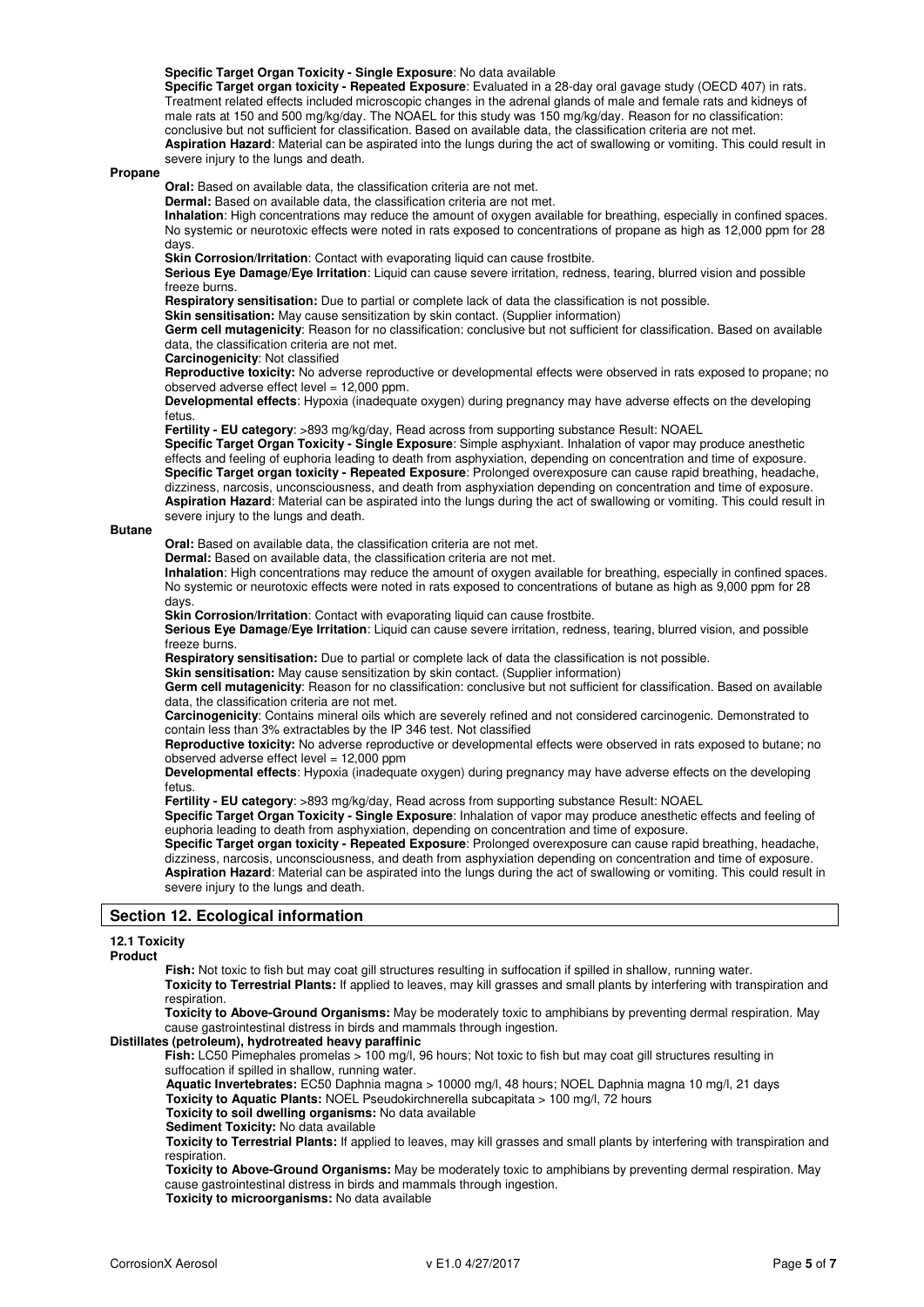**Specific Target Organ Toxicity - Single Exposure**: No data available

**Specific Target organ toxicity - Repeated Exposure**: Evaluated in a 28-day oral gavage study (OECD 407) in rats. Treatment related effects included microscopic changes in the adrenal glands of male and female rats and kidneys of male rats at 150 and 500 mg/kg/day. The NOAEL for this study was 150 mg/kg/day. Reason for no classification: conclusive but not sufficient for classification. Based on available data, the classification criteria are not met.

**Aspiration Hazard**: Material can be aspirated into the lungs during the act of swallowing or vomiting. This could result in severe injury to the lungs and death.

**Propane**

**Oral:** Based on available data, the classification criteria are not met.

**Dermal:** Based on available data, the classification criteria are not met.

**Inhalation**: High concentrations may reduce the amount of oxygen available for breathing, especially in confined spaces. No systemic or neurotoxic effects were noted in rats exposed to concentrations of propane as high as 12,000 ppm for 28 days.

**Skin Corrosion/Irritation**: Contact with evaporating liquid can cause frostbite.

**Serious Eye Damage/Eye Irritation**: Liquid can cause severe irritation, redness, tearing, blurred vision and possible freeze burns.

**Respiratory sensitisation:** Due to partial or complete lack of data the classification is not possible.

**Skin sensitisation:** May cause sensitization by skin contact. (Supplier information)

**Germ cell mutagenicity**: Reason for no classification: conclusive but not sufficient for classification. Based on available data, the classification criteria are not met.

**Carcinogenicity**: Not classified

**Reproductive toxicity:** No adverse reproductive or developmental effects were observed in rats exposed to propane; no observed adverse effect level = 12,000 ppm.

**Developmental effects**: Hypoxia (inadequate oxygen) during pregnancy may have adverse effects on the developing fetus.

**Fertility - EU category**: >893 mg/kg/day, Read across from supporting substance Result: NOAEL

**Specific Target Organ Toxicity - Single Exposure**: Simple asphyxiant. Inhalation of vapor may produce anesthetic effects and feeling of euphoria leading to death from asphyxiation, depending on concentration and time of exposure.

**Specific Target organ toxicity - Repeated Exposure**: Prolonged overexposure can cause rapid breathing, headache, dizziness, narcosis, unconsciousness, and death from asphyxiation depending on concentration and time of exposure.

**Aspiration Hazard**: Material can be aspirated into the lungs during the act of swallowing or vomiting. This could result in severe injury to the lungs and death.

**Butane**

**Oral:** Based on available data, the classification criteria are not met.

**Dermal:** Based on available data, the classification criteria are not met.

**Inhalation**: High concentrations may reduce the amount of oxygen available for breathing, especially in confined spaces. No systemic or neurotoxic effects were noted in rats exposed to concentrations of butane as high as 9,000 ppm for 28 days.

**Skin Corrosion/Irritation**: Contact with evaporating liquid can cause frostbite.

**Serious Eye Damage/Eye Irritation**: Liquid can cause severe irritation, redness, tearing, blurred vision, and possible freeze burns.

**Respiratory sensitisation:** Due to partial or complete lack of data the classification is not possible.

**Skin sensitisation:** May cause sensitization by skin contact. (Supplier information)

**Germ cell mutagenicity**: Reason for no classification: conclusive but not sufficient for classification. Based on available data, the classification criteria are not met.

**Carcinogenicity**: Contains mineral oils which are severely refined and not considered carcinogenic. Demonstrated to contain less than 3% extractables by the IP 346 test. Not classified

**Reproductive toxicity:** No adverse reproductive or developmental effects were observed in rats exposed to butane; no observed adverse effect level = 12,000 ppm

**Developmental effects**: Hypoxia (inadequate oxygen) during pregnancy may have adverse effects on the developing fetus.

**Fertility - EU category**: >893 mg/kg/day, Read across from supporting substance Result: NOAEL

**Specific Target Organ Toxicity - Single Exposure**: Inhalation of vapor may produce anesthetic effects and feeling of euphoria leading to death from asphyxiation, depending on concentration and time of exposure.

**Specific Target organ toxicity - Repeated Exposure**: Prolonged overexposure can cause rapid breathing, headache, dizziness, narcosis, unconsciousness, and death from asphyxiation depending on concentration and time of exposure.

**Aspiration Hazard**: Material can be aspirated into the lungs during the act of swallowing or vomiting. This could result in severe injury to the lungs and death.

## Section 12. Ecological information

### 12.1 Toxicity

**Product**

**Fish:** Not toxic to fish but may coat gill structures resulting in suffocation if spilled in shallow, running water.

**Toxicity to Terrestrial Plants:** If applied to leaves, may kill grasses and small plants by interfering with transpiration and respiration.

**Toxicity to Above-Ground Organisms:** May be moderately toxic to amphibians by preventing dermal respiration. May cause gastrointestinal distress in birds and mammals through ingestion.

**Distillates (petroleum), hydrotreated heavy paraffinic**

**Fish:** LC50 Pimephales promelas > 100 mg/l, 96 hours; Not toxic to fish but may coat gill structures resulting in suffocation if spilled in shallow, running water.

**Aquatic Invertebrates:** EC50 Daphnia magna > 10000 mg/l, 48 hours; NOEL Daphnia magna 10 mg/l, 21 days

**Toxicity to Aquatic Plants:** NOEL Pseudokirchnerella subcapitata > 100 mg/l, 72 hours

**Toxicity to soil dwelling organisms:** No data available

**Sediment Toxicity:** No data available

**Toxicity to Terrestrial Plants:** If applied to leaves, may kill grasses and small plants by interfering with transpiration and respiration.

**Toxicity to Above-Ground Organisms:** May be moderately toxic to amphibians by preventing dermal respiration. May cause gastrointestinal distress in birds and mammals through ingestion.

**Toxicity to microorganisms:** No data available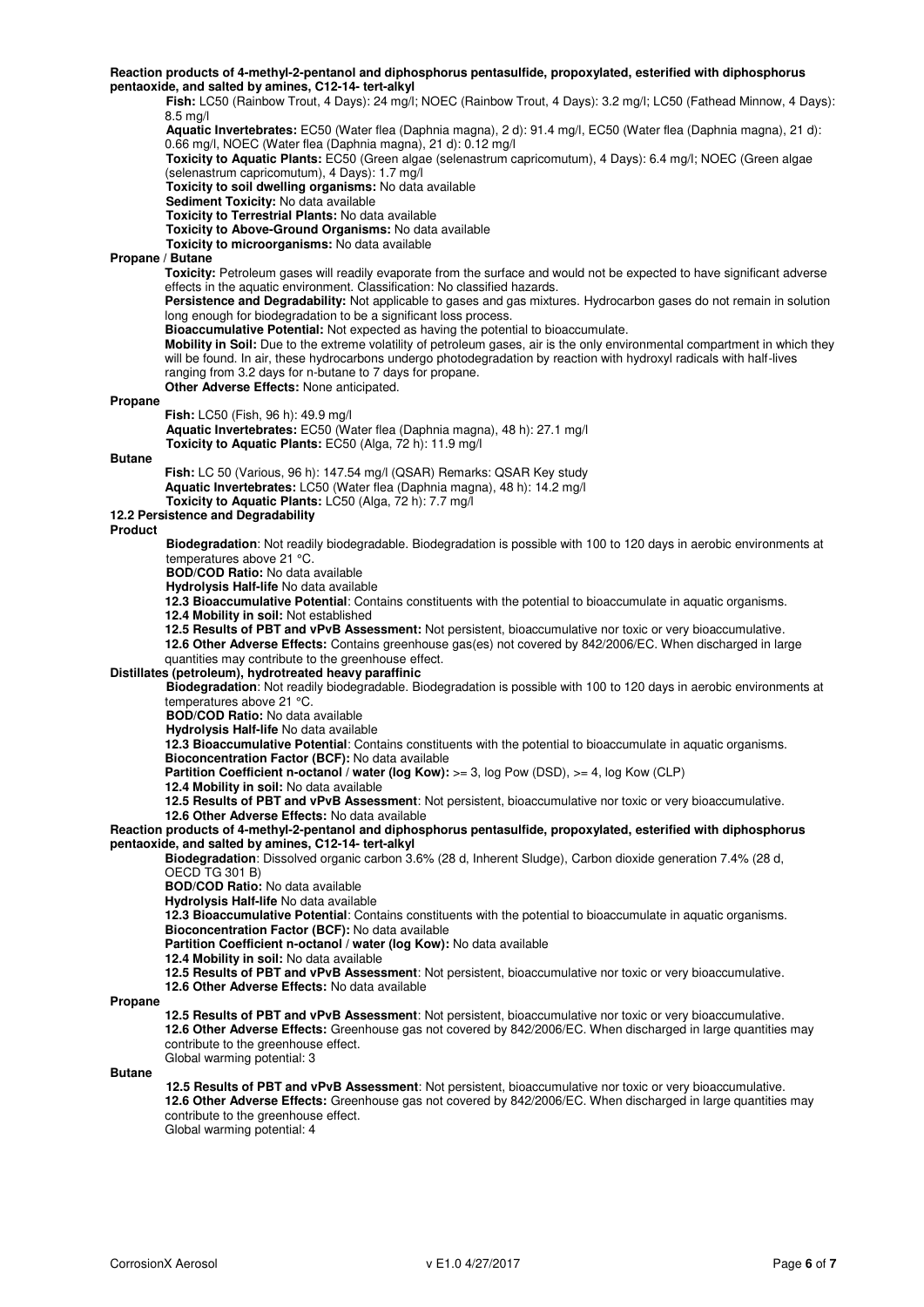**Reaction products of 4-methyl-2-pentanol and diphosphorus pentasulfide, propoxylated, esterified with diphosphorus pentaoxide, and salted by amines, C12-14- tert-alkyl**

**Fish:** LC50 (Rainbow Trout, 4 Days): 24 mg/l; NOEC (Rainbow Trout, 4 Days): 3.2 mg/l; LC50 (Fathead Minnow, 4 Days): 8.5 mg/l

**Aquatic Invertebrates:** EC50 (Water flea (Daphnia magna), 2 d): 91.4 mg/l, EC50 (Water flea (Daphnia magna), 21 d): 0.66 mg/l, NOEC (Water flea (Daphnia magna), 21 d): 0.12 mg/l

**Toxicity to Aquatic Plants:** EC50 (Green algae (selenastrum capricomutum), 4 Days): 6.4 mg/l; NOEC (Green algae (selenastrum capricomutum), 4 Days): 1.7 mg/l

**Toxicity to soil dwelling organisms:** No data available

**Sediment Toxicity:** No data available

**Toxicity to Terrestrial Plants:** No data available

**Toxicity to Above-Ground Organisms:** No data available

**Toxicity to microorganisms:** No data available

**Propane / Butane**

**Toxicity:** Petroleum gases will readily evaporate from the surface and would not be expected to have significant adverse effects in the aquatic environment. Classification: No classified hazards.

**Persistence and Degradability:** Not applicable to gases and gas mixtures. Hydrocarbon gases do not remain in solution long enough for biodegradation to be a significant loss process.

**Bioaccumulative Potential:** Not expected as having the potential to bioaccumulate.

**Mobility in Soil:** Due to the extreme volatility of petroleum gases, air is the only environmental compartment in which they will be found. In air, these hydrocarbons undergo photodegradation by reaction with hydroxyl radicals with half-lives ranging from 3.2 days for n-butane to 7 days for propane.

**Other Adverse Effects:** None anticipated.

**Propane**

**Fish:** LC50 (Fish, 96 h): 49.9 mg/l

**Aquatic Invertebrates:** EC50 (Water flea (Daphnia magna), 48 h): 27.1 mg/l

**Toxicity to Aquatic Plants:** EC50 (Alga, 72 h): 11.9 mg/l

**Butane**

**Fish:** LC 50 (Various, 96 h): 147.54 mg/l (QSAR) Remarks: QSAR Key study

**Aquatic Invertebrates:** LC50 (Water flea (Daphnia magna), 48 h): 14.2 mg/l

**Toxicity to Aquatic Plants:** LC50 (Alga, 72 h): 7.7 mg/l

**12.2 Persistence and Degradability**

**Product**

**Biodegradation**: Not readily biodegradable. Biodegradation is possible with 100 to 120 days in aerobic environments at temperatures above 21 °C.

**BOD/COD Ratio:** No data available

**Hydrolysis Half-life** No data available

**12.3 Bioaccumulative Potential**: Contains constituents with the potential to bioaccumulate in aquatic organisms.

**12.4 Mobility in soil:** Not established

**12.5 Results of PBT and vPvB Assessment:** Not persistent, bioaccumulative nor toxic or very bioaccumulative.

**12.6 Other Adverse Effects:** Contains greenhouse gas(es) not covered by 842/2006/EC. When discharged in large quantities may contribute to the greenhouse effect.

**Distillates (petroleum), hydrotreated heavy paraffinic**

**Biodegradation**: Not readily biodegradable. Biodegradation is possible with 100 to 120 days in aerobic environments at temperatures above 21 °C.

**BOD/COD Ratio:** No data available

**Hydrolysis Half-life** No data available

**12.3 Bioaccumulative Potential**: Contains constituents with the potential to bioaccumulate in aquatic organisms.

**Bioconcentration Factor (BCF):** No data available

**Partition Coefficient n-octanol / water (log Kow):** >= 3, log Pow (DSD), >= 4, log Kow (CLP)

**12.4 Mobility in soil:** No data available

**12.5 Results of PBT and vPvB Assessment**: Not persistent, bioaccumulative nor toxic or very bioaccumulative.

**12.6 Other Adverse Effects:** No data available

**Reaction products of 4-methyl-2-pentanol and diphosphorus pentasulfide, propoxylated, esterified with diphosphorus pentaoxide, and salted by amines, C12-14- tert-alkyl**

**Biodegradation**: Dissolved organic carbon 3.6% (28 d, Inherent Sludge), Carbon dioxide generation 7.4% (28 d, OECD TG 301 B)

**BOD/COD Ratio:** No data available

**Hydrolysis Half-life** No data available

**12.3 Bioaccumulative Potential**: Contains constituents with the potential to bioaccumulate in aquatic organisms.

**Bioconcentration Factor (BCF):** No data available

**Partition Coefficient n-octanol / water (log Kow):** No data available

**12.4 Mobility in soil:** No data available

**12.5 Results of PBT and vPvB Assessment**: Not persistent, bioaccumulative nor toxic or very bioaccumulative.

**12.6 Other Adverse Effects:** No data available

**Propane**

**12.5 Results of PBT and vPvB Assessment**: Not persistent, bioaccumulative nor toxic or very bioaccumulative.

**12.6 Other Adverse Effects:** Greenhouse gas not covered by 842/2006/EC. When discharged in large quantities may contribute to the greenhouse effect.

Global warming potential: 3

**Butane**

**12.5 Results of PBT and vPvB Assessment**: Not persistent, bioaccumulative nor toxic or very bioaccumulative.

**12.6 Other Adverse Effects:** Greenhouse gas not covered by 842/2006/EC. When discharged in large quantities may contribute to the greenhouse effect.

Global warming potential: 4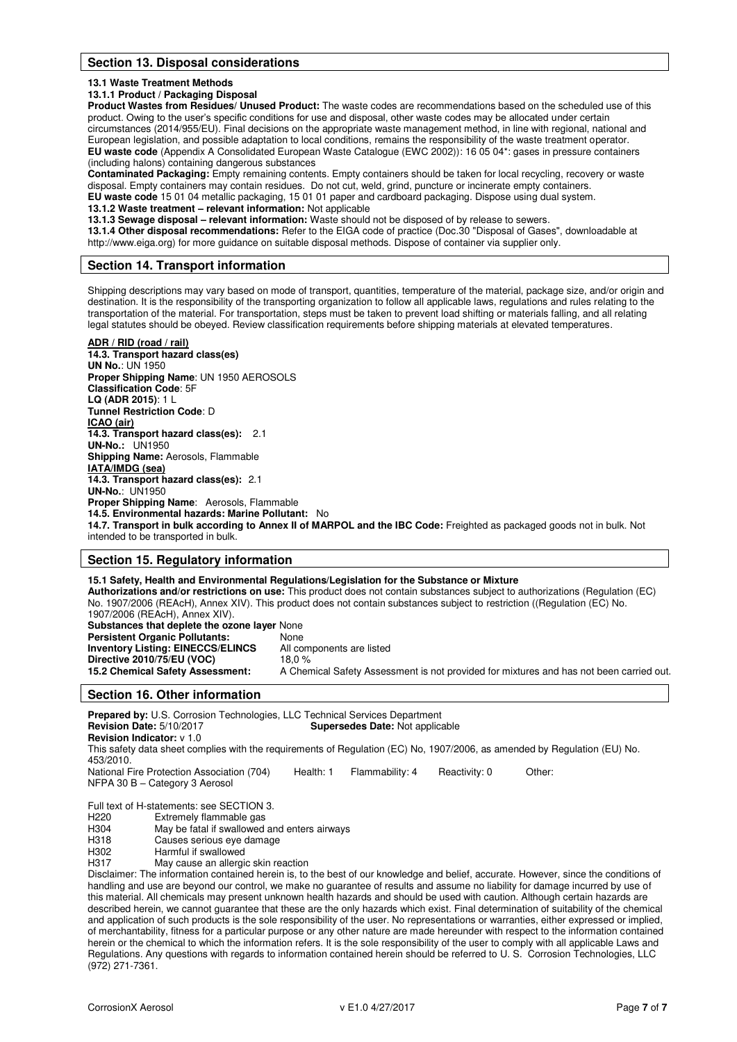## Section 13. Disposal considerations

**13.1 Waste Treatment Methods**

**13.1.1 Product / Packaging Disposal**

**Product Wastes from Residues/ Unused Product:** The waste codes are recommendations based on the scheduled use of this product. Owing to the user's specific conditions for use and disposal, other waste codes may be allocated under certain circumstances (2014/955/EU). Final decisions on the appropriate waste management method, in line with regional, national and European legislation, and possible adaptation to local conditions, remains the responsibility of the waste treatment operator.
**EU waste code** (Appendix A Consolidated European Waste Catalogue (EWC 2002)): 16 05 04*: gases in pressure containers (including halons) containing dangerous substances

**Contaminated Packaging:** Empty remaining contents. Empty containers should be taken for local recycling, recovery or waste disposal. Empty containers may contain residues. Do not cut, weld, grind, puncture or incinerate empty containers.
**EU waste code** 15 01 04 metallic packaging, 15 01 01 paper and cardboard packaging. Dispose using dual system.

**13.1.2 Waste treatment – relevant information:** Not applicable

**13.1.3 Sewage disposal – relevant information:** Waste should not be disposed of by release to sewers.

**13.1.4 Other disposal recommendations:** Refer to the EIGA code of practice (Doc.30 "Disposal of Gases", downloadable at http://www.eiga.org) for more guidance on suitable disposal methods. Dispose of container via supplier only.

## Section 14. Transport information

Shipping descriptions may vary based on mode of transport, quantities, temperature of the material, package size, and/or origin and destination. It is the responsibility of the transporting organization to follow all applicable laws, regulations and rules relating to the transportation of the material. For transportation, steps must be taken to prevent load shifting or materials falling, and all relating legal statutes should be obeyed. Review classification requirements before shipping materials at elevated temperatures.

**ADR / RID (road / rail)**
**14.3. Transport hazard class(es)**
**UN No.**: UN 1950
**Proper Shipping Name**: UN 1950 AEROSOLS
**Classification Code**: 5F
**LQ (ADR 2015)**: 1 L
**Tunnel Restriction Code**: D
**ICAO (air)**
**14.3. Transport hazard class(es):** 2.1
**UN-No.:** UN1950
**Shipping Name:** Aerosols, Flammable
**IATA/IMDG (sea)**
**14.3. Transport hazard class(es):** 2.1
**UN-No.**: UN1950
**Proper Shipping Name**: Aerosols, Flammable
**14.5. Environmental hazards: Marine Pollutant:** No
**14.7. Transport in bulk according to Annex II of MARPOL and the IBC Code:** Freighted as packaged goods not in bulk. Not intended to be transported in bulk.

## Section 15. Regulatory information

**15.1 Safety, Health and Environmental Regulations/Legislation for the Substance or Mixture**

**Authorizations and/or restrictions on use:** This product does not contain substances subject to authorizations (Regulation (EC) No. 1907/2006 (REAcH), Annex XIV). This product does not contain substances subject to restriction ((Regulation (EC) No. 1907/2006 (REAcH), Annex XIV).

| | |
|---|---|
| **Substances that deplete the ozone layer** | None |
| **Persistent Organic Pollutants:** | None |
| **Inventory Listing: EINECCS/ELINCS** | All components are listed |
| **Directive 2010/75/EU (VOC)** | 18,0 % |
| **15.2 Chemical Safety Assessment:** | A Chemical Safety Assessment is not provided for mixtures and has not been carried out. |

## Section 16. Other information

**Prepared by:** U.S. Corrosion Technologies, LLC Technical Services Department
**Revision Date:** 5/10/2017 **Supersedes Date:** Not applicable
**Revision Indicator:** v 1.0

This safety data sheet complies with the requirements of Regulation (EC) No, 1907/2006, as amended by Regulation (EU) No. 453/2010.

National Fire Protection Association (704) Health: 1 Flammability: 4 Reactivity: 0 Other:
NFPA 30 B – Category 3 Aerosol

Full text of H-statements: see SECTION 3.

| | |
|---|---|
| H220 | Extremely flammable gas |
| H304 | May be fatal if swallowed and enters airways |
| H318 | Causes serious eye damage |
| H302 | Harmful if swallowed |
| H317 | May cause an allergic skin reaction |

Disclaimer: The information contained herein is, to the best of our knowledge and belief, accurate. However, since the conditions of handling and use are beyond our control, we make no guarantee of results and assume no liability for damage incurred by use of this material. All chemicals may present unknown health hazards and should be used with caution. Although certain hazards are described herein, we cannot guarantee that these are the only hazards which exist. Final determination of suitability of the chemical and application of such products is the sole responsibility of the user. No representations or warranties, either expressed or implied, of merchantability, fitness for a particular purpose or any other nature are made hereunder with respect to the information contained herein or the chemical to which the information refers. It is the sole responsibility of the user to comply with all applicable Laws and Regulations. Any questions with regards to information contained herein should be referred to U. S. Corrosion Technologies, LLC (972) 271-7361.